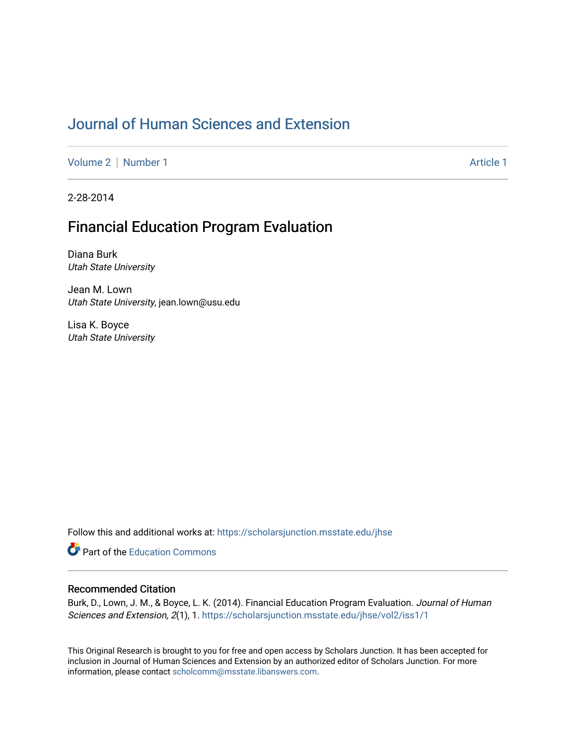# Journal of Human Sciences and Extension

Volume 2 | Number 1 | Article 1

2-28-2014

## Financial Education Program Evaluation

Diana Burk
*Utah State University*

Jean M. Lown
*Utah State University*, jean.lown@usu.edu

Lisa K. Boyce
*Utah State University*

Follow this and additional works at: https://scholarsjunction.msstate.edu/jhse

Part of the Education Commons

### Recommended Citation

Burk, D., Lown, J. M., & Boyce, L. K. (2014). Financial Education Program Evaluation. *Journal of Human Sciences and Extension, 2*(1), 1. https://scholarsjunction.msstate.edu/jhse/vol2/iss1/1

This Original Research is brought to you for free and open access by Scholars Junction. It has been accepted for inclusion in Journal of Human Sciences and Extension by an authorized editor of Scholars Junction. For more information, please contact scholcomm@msstate.libanswers.com.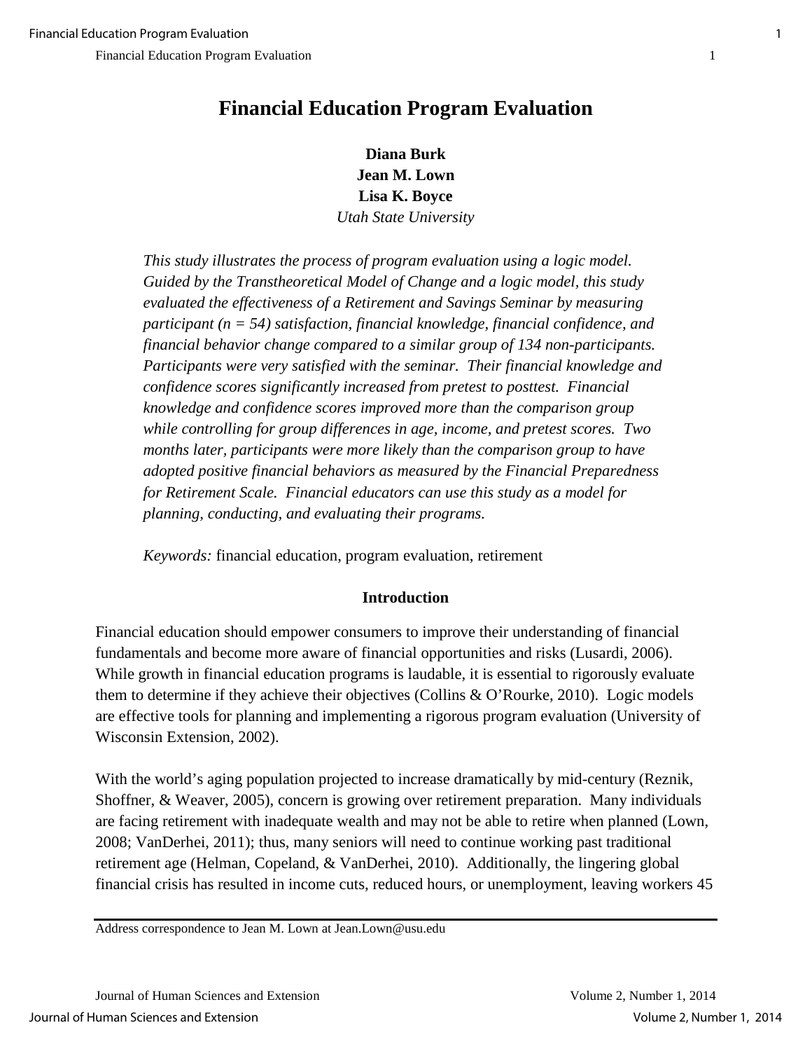# Financial Education Program Evaluation

**Diana Burk**
**Jean M. Lown**
**Lisa K. Boyce**
*Utah State University*

*This study illustrates the process of program evaluation using a logic model. Guided by the Transtheoretical Model of Change and a logic model, this study evaluated the effectiveness of a Retirement and Savings Seminar by measuring participant (n = 54) satisfaction, financial knowledge, financial confidence, and financial behavior change compared to a similar group of 134 non-participants. Participants were very satisfied with the seminar. Their financial knowledge and confidence scores significantly increased from pretest to posttest. Financial knowledge and confidence scores improved more than the comparison group while controlling for group differences in age, income, and pretest scores. Two months later, participants were more likely than the comparison group to have adopted positive financial behaviors as measured by the Financial Preparedness for Retirement Scale. Financial educators can use this study as a model for planning, conducting, and evaluating their programs.*

*Keywords:* financial education, program evaluation, retirement

## Introduction

Financial education should empower consumers to improve their understanding of financial fundamentals and become more aware of financial opportunities and risks (Lusardi, 2006). While growth in financial education programs is laudable, it is essential to rigorously evaluate them to determine if they achieve their objectives (Collins & O'Rourke, 2010). Logic models are effective tools for planning and implementing a rigorous program evaluation (University of Wisconsin Extension, 2002).

With the world's aging population projected to increase dramatically by mid-century (Reznik, Shoffner, & Weaver, 2005), concern is growing over retirement preparation. Many individuals are facing retirement with inadequate wealth and may not be able to retire when planned (Lown, 2008; VanDerhei, 2011); thus, many seniors will need to continue working past traditional retirement age (Helman, Copeland, & VanDerhei, 2010). Additionally, the lingering global financial crisis has resulted in income cuts, reduced hours, or unemployment, leaving workers 45

Address correspondence to Jean M. Lown at Jean.Lown@usu.edu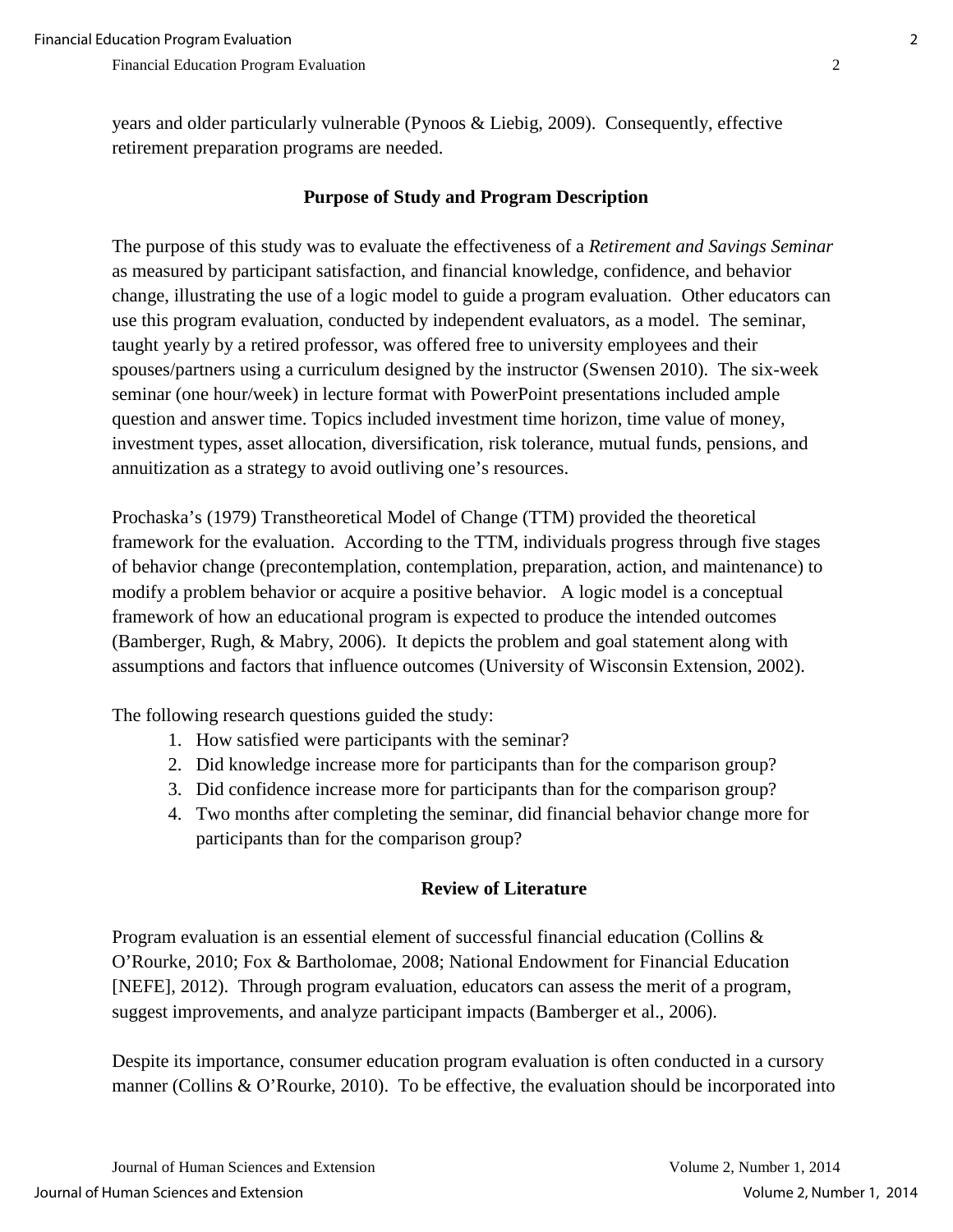years and older particularly vulnerable (Pynoos & Liebig, 2009). Consequently, effective retirement preparation programs are needed.

## Purpose of Study and Program Description

The purpose of this study was to evaluate the effectiveness of a *Retirement and Savings Seminar* as measured by participant satisfaction, and financial knowledge, confidence, and behavior change, illustrating the use of a logic model to guide a program evaluation. Other educators can use this program evaluation, conducted by independent evaluators, as a model. The seminar, taught yearly by a retired professor, was offered free to university employees and their spouses/partners using a curriculum designed by the instructor (Swensen 2010). The six-week seminar (one hour/week) in lecture format with PowerPoint presentations included ample question and answer time. Topics included investment time horizon, time value of money, investment types, asset allocation, diversification, risk tolerance, mutual funds, pensions, and annuitization as a strategy to avoid outliving one's resources.

Prochaska's (1979) Transtheoretical Model of Change (TTM) provided the theoretical framework for the evaluation. According to the TTM, individuals progress through five stages of behavior change (precontemplation, contemplation, preparation, action, and maintenance) to modify a problem behavior or acquire a positive behavior. A logic model is a conceptual framework of how an educational program is expected to produce the intended outcomes (Bamberger, Rugh, & Mabry, 2006). It depicts the problem and goal statement along with assumptions and factors that influence outcomes (University of Wisconsin Extension, 2002).

The following research questions guided the study:

1. How satisfied were participants with the seminar?
2. Did knowledge increase more for participants than for the comparison group?
3. Did confidence increase more for participants than for the comparison group?
4. Two months after completing the seminar, did financial behavior change more for participants than for the comparison group?

## Review of Literature

Program evaluation is an essential element of successful financial education (Collins & O'Rourke, 2010; Fox & Bartholomae, 2008; National Endowment for Financial Education [NEFE], 2012). Through program evaluation, educators can assess the merit of a program, suggest improvements, and analyze participant impacts (Bamberger et al., 2006).

Despite its importance, consumer education program evaluation is often conducted in a cursory manner (Collins & O'Rourke, 2010). To be effective, the evaluation should be incorporated into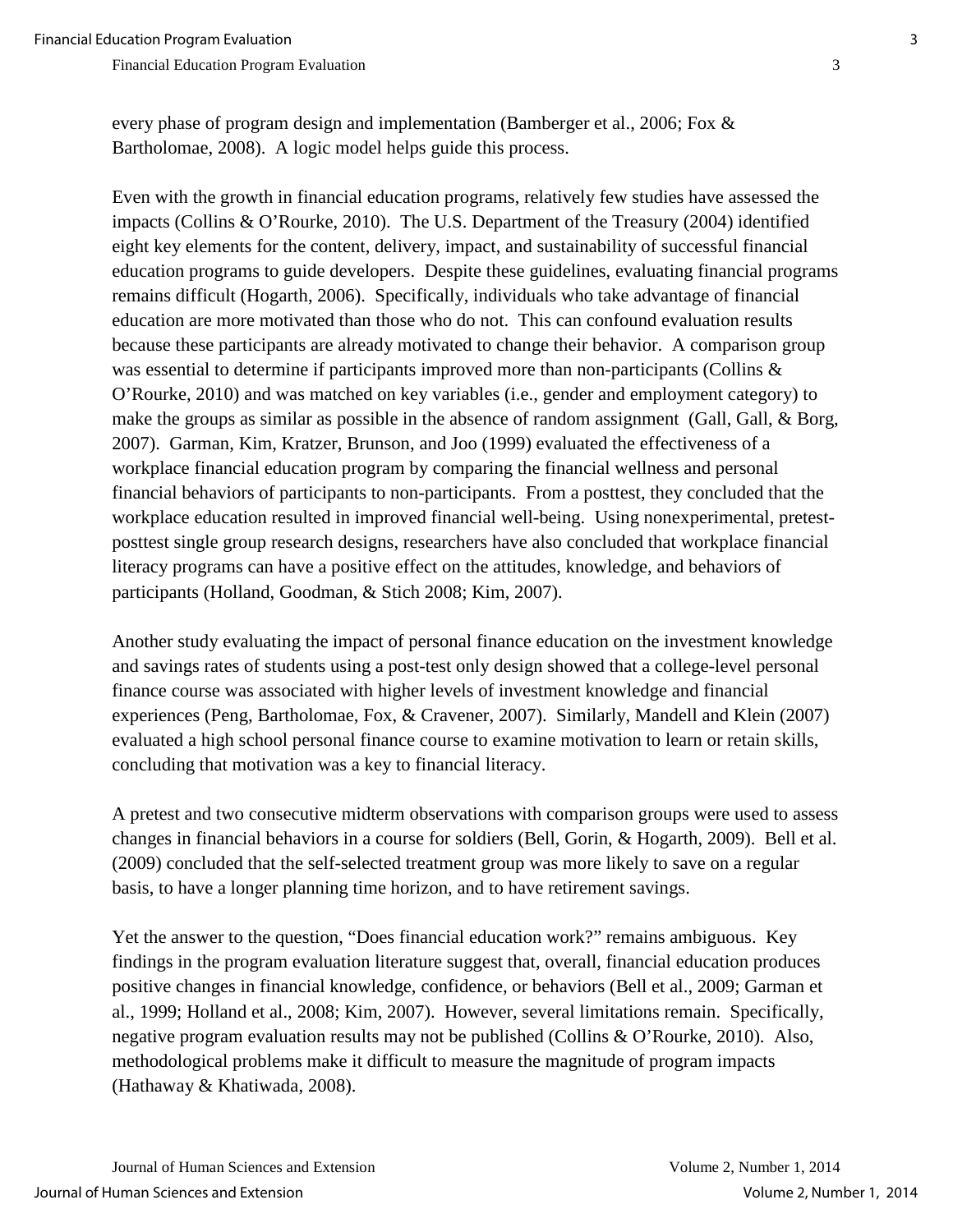every phase of program design and implementation (Bamberger et al., 2006; Fox & Bartholomae, 2008). A logic model helps guide this process.

Even with the growth in financial education programs, relatively few studies have assessed the impacts (Collins & O'Rourke, 2010). The U.S. Department of the Treasury (2004) identified eight key elements for the content, delivery, impact, and sustainability of successful financial education programs to guide developers. Despite these guidelines, evaluating financial programs remains difficult (Hogarth, 2006). Specifically, individuals who take advantage of financial education are more motivated than those who do not. This can confound evaluation results because these participants are already motivated to change their behavior. A comparison group was essential to determine if participants improved more than non-participants (Collins & O'Rourke, 2010) and was matched on key variables (i.e., gender and employment category) to make the groups as similar as possible in the absence of random assignment (Gall, Gall, & Borg, 2007). Garman, Kim, Kratzer, Brunson, and Joo (1999) evaluated the effectiveness of a workplace financial education program by comparing the financial wellness and personal financial behaviors of participants to non-participants. From a posttest, they concluded that the workplace education resulted in improved financial well-being. Using nonexperimental, pretest-posttest single group research designs, researchers have also concluded that workplace financial literacy programs can have a positive effect on the attitudes, knowledge, and behaviors of participants (Holland, Goodman, & Stich 2008; Kim, 2007).

Another study evaluating the impact of personal finance education on the investment knowledge and savings rates of students using a post-test only design showed that a college-level personal finance course was associated with higher levels of investment knowledge and financial experiences (Peng, Bartholomae, Fox, & Cravener, 2007). Similarly, Mandell and Klein (2007) evaluated a high school personal finance course to examine motivation to learn or retain skills, concluding that motivation was a key to financial literacy.

A pretest and two consecutive midterm observations with comparison groups were used to assess changes in financial behaviors in a course for soldiers (Bell, Gorin, & Hogarth, 2009). Bell et al. (2009) concluded that the self-selected treatment group was more likely to save on a regular basis, to have a longer planning time horizon, and to have retirement savings.

Yet the answer to the question, "Does financial education work?" remains ambiguous. Key findings in the program evaluation literature suggest that, overall, financial education produces positive changes in financial knowledge, confidence, or behaviors (Bell et al., 2009; Garman et al., 1999; Holland et al., 2008; Kim, 2007). However, several limitations remain. Specifically, negative program evaluation results may not be published (Collins & O'Rourke, 2010). Also, methodological problems make it difficult to measure the magnitude of program impacts (Hathaway & Khatiwada, 2008).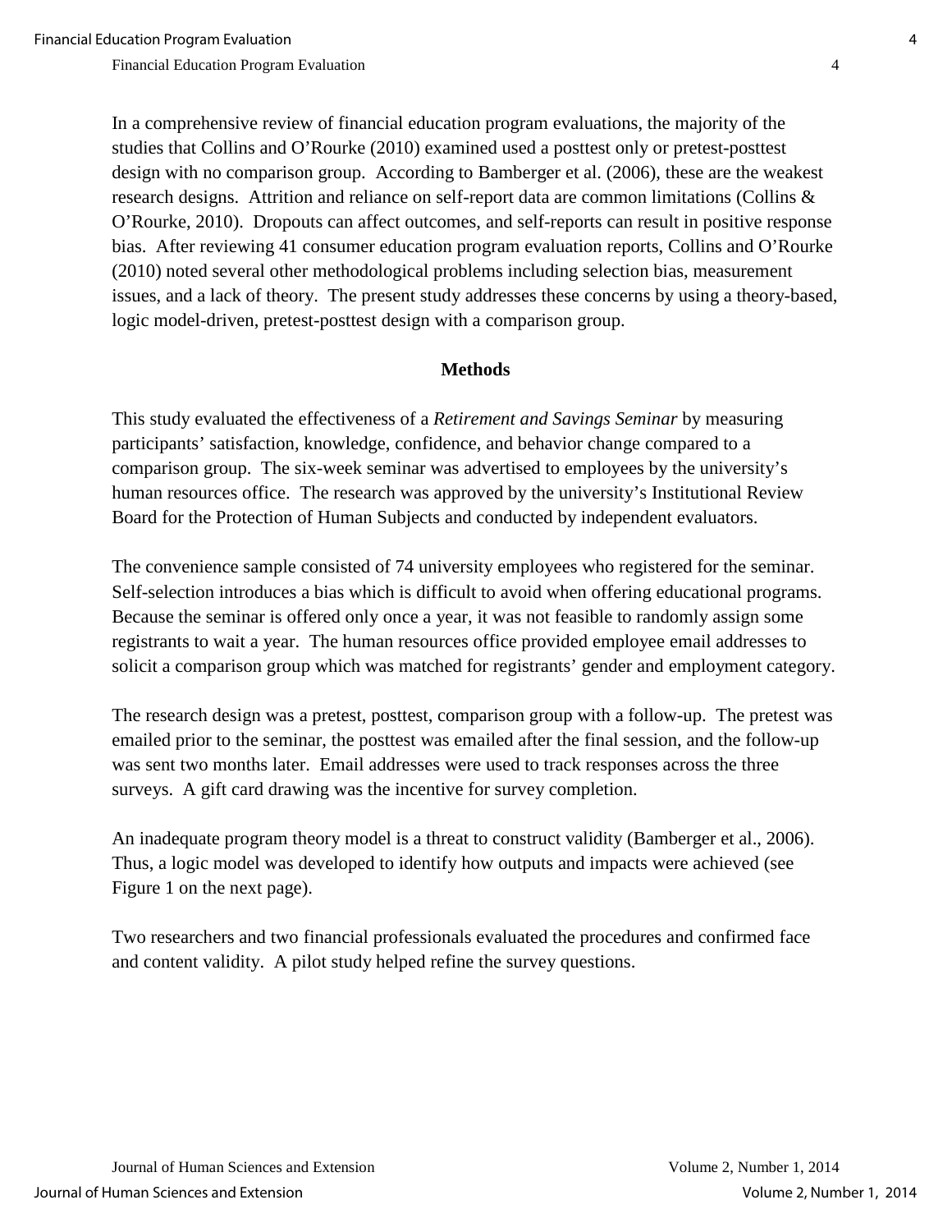In a comprehensive review of financial education program evaluations, the majority of the studies that Collins and O'Rourke (2010) examined used a posttest only or pretest-posttest design with no comparison group. According to Bamberger et al. (2006), these are the weakest research designs. Attrition and reliance on self-report data are common limitations (Collins & O'Rourke, 2010). Dropouts can affect outcomes, and self-reports can result in positive response bias. After reviewing 41 consumer education program evaluation reports, Collins and O'Rourke (2010) noted several other methodological problems including selection bias, measurement issues, and a lack of theory. The present study addresses these concerns by using a theory-based, logic model-driven, pretest-posttest design with a comparison group.

## Methods

This study evaluated the effectiveness of a *Retirement and Savings Seminar* by measuring participants' satisfaction, knowledge, confidence, and behavior change compared to a comparison group. The six-week seminar was advertised to employees by the university's human resources office. The research was approved by the university's Institutional Review Board for the Protection of Human Subjects and conducted by independent evaluators.

The convenience sample consisted of 74 university employees who registered for the seminar. Self-selection introduces a bias which is difficult to avoid when offering educational programs. Because the seminar is offered only once a year, it was not feasible to randomly assign some registrants to wait a year. The human resources office provided employee email addresses to solicit a comparison group which was matched for registrants' gender and employment category.

The research design was a pretest, posttest, comparison group with a follow-up. The pretest was emailed prior to the seminar, the posttest was emailed after the final session, and the follow-up was sent two months later. Email addresses were used to track responses across the three surveys. A gift card drawing was the incentive for survey completion.

An inadequate program theory model is a threat to construct validity (Bamberger et al., 2006). Thus, a logic model was developed to identify how outputs and impacts were achieved (see Figure 1 on the next page).

Two researchers and two financial professionals evaluated the procedures and confirmed face and content validity. A pilot study helped refine the survey questions.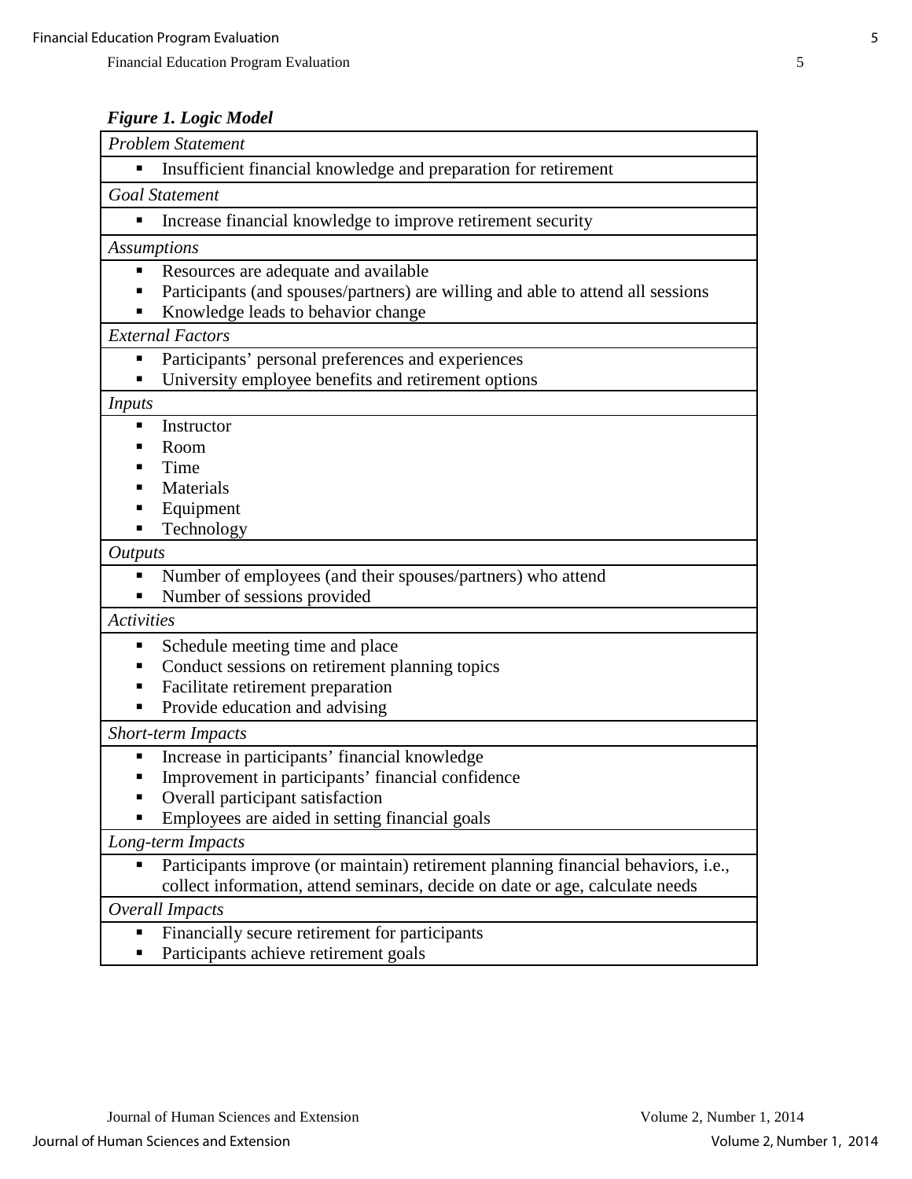***Figure 1. Logic Model***

| *Problem Statement* |
| --- |
| ▪ Insufficient financial knowledge and preparation for retirement |
| *Goal Statement* |
| ▪ Increase financial knowledge to improve retirement security |
| *Assumptions* |
| ▪ Resources are adequate and available<br>▪ Participants (and spouses/partners) are willing and able to attend all sessions<br>▪ Knowledge leads to behavior change |
| *External Factors* |
| ▪ Participants' personal preferences and experiences<br>▪ University employee benefits and retirement options |
| *Inputs* |
| ▪ Instructor<br>▪ Room<br>▪ Time<br>▪ Materials<br>▪ Equipment<br>▪ Technology |
| *Outputs* |
| ▪ Number of employees (and their spouses/partners) who attend<br>▪ Number of sessions provided |
| *Activities* |
| ▪ Schedule meeting time and place<br>▪ Conduct sessions on retirement planning topics<br>▪ Facilitate retirement preparation<br>▪ Provide education and advising |
| *Short-term Impacts* |
| ▪ Increase in participants' financial knowledge<br>▪ Improvement in participants' financial confidence<br>▪ Overall participant satisfaction<br>▪ Employees are aided in setting financial goals |
| *Long-term Impacts* |
| ▪ Participants improve (or maintain) retirement planning financial behaviors, i.e., collect information, attend seminars, decide on date or age, calculate needs |
| *Overall Impacts* |
| ▪ Financially secure retirement for participants<br>▪ Participants achieve retirement goals |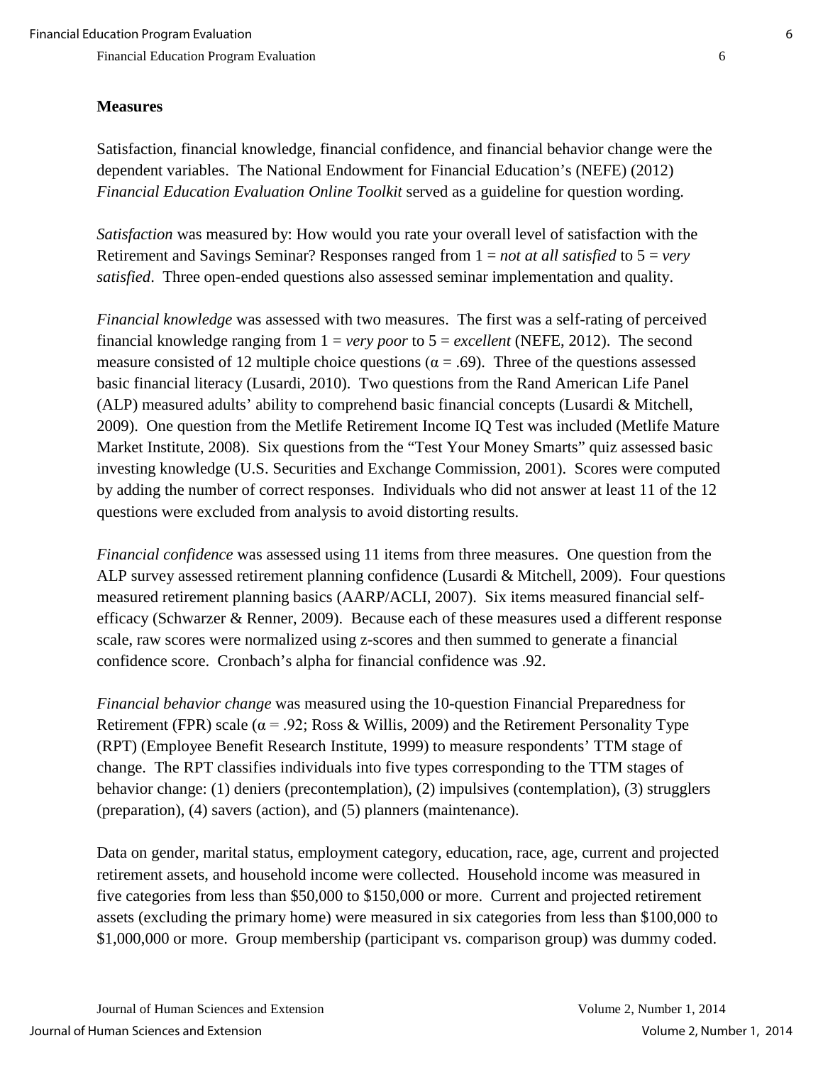**Measures**

Satisfaction, financial knowledge, financial confidence, and financial behavior change were the dependent variables. The National Endowment for Financial Education's (NEFE) (2012) *Financial Education Evaluation Online Toolkit* served as a guideline for question wording.

*Satisfaction* was measured by: How would you rate your overall level of satisfaction with the Retirement and Savings Seminar? Responses ranged from 1 = *not at all satisfied* to 5 = *very satisfied*. Three open-ended questions also assessed seminar implementation and quality.

*Financial knowledge* was assessed with two measures. The first was a self-rating of perceived financial knowledge ranging from 1 = *very poor* to 5 = *excellent* (NEFE, 2012). The second measure consisted of 12 multiple choice questions ($\alpha = .69$). Three of the questions assessed basic financial literacy (Lusardi, 2010). Two questions from the Rand American Life Panel (ALP) measured adults' ability to comprehend basic financial concepts (Lusardi & Mitchell, 2009). One question from the Metlife Retirement Income IQ Test was included (Metlife Mature Market Institute, 2008). Six questions from the "Test Your Money Smarts" quiz assessed basic investing knowledge (U.S. Securities and Exchange Commission, 2001). Scores were computed by adding the number of correct responses. Individuals who did not answer at least 11 of the 12 questions were excluded from analysis to avoid distorting results.

*Financial confidence* was assessed using 11 items from three measures. One question from the ALP survey assessed retirement planning confidence (Lusardi & Mitchell, 2009). Four questions measured retirement planning basics (AARP/ACLI, 2007). Six items measured financial self-efficacy (Schwarzer & Renner, 2009). Because each of these measures used a different response scale, raw scores were normalized using z-scores and then summed to generate a financial confidence score. Cronbach's alpha for financial confidence was .92.

*Financial behavior change* was measured using the 10-question Financial Preparedness for Retirement (FPR) scale ($\alpha = .92$; Ross & Willis, 2009) and the Retirement Personality Type (RPT) (Employee Benefit Research Institute, 1999) to measure respondents' TTM stage of change. The RPT classifies individuals into five types corresponding to the TTM stages of behavior change: (1) deniers (precontemplation), (2) impulsives (contemplation), (3) strugglers (preparation), (4) savers (action), and (5) planners (maintenance).

Data on gender, marital status, employment category, education, race, age, current and projected retirement assets, and household income were collected. Household income was measured in five categories from less than $50,000 to $150,000 or more. Current and projected retirement assets (excluding the primary home) were measured in six categories from less than $100,000 to $1,000,000 or more. Group membership (participant vs. comparison group) was dummy coded.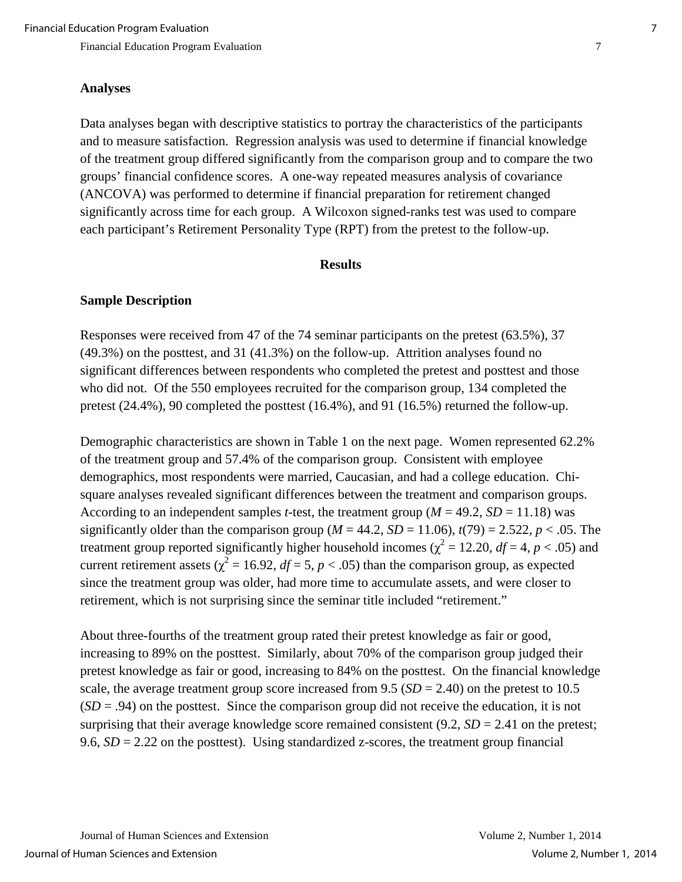## Analyses

Data analyses began with descriptive statistics to portray the characteristics of the participants and to measure satisfaction. Regression analysis was used to determine if financial knowledge of the treatment group differed significantly from the comparison group and to compare the two groups' financial confidence scores. A one-way repeated measures analysis of covariance (ANCOVA) was performed to determine if financial preparation for retirement changed significantly across time for each group. A Wilcoxon signed-ranks test was used to compare each participant's Retirement Personality Type (RPT) from the pretest to the follow-up.

# Results

## Sample Description

Responses were received from 47 of the 74 seminar participants on the pretest (63.5%), 37 (49.3%) on the posttest, and 31 (41.3%) on the follow-up. Attrition analyses found no significant differences between respondents who completed the pretest and posttest and those who did not. Of the 550 employees recruited for the comparison group, 134 completed the pretest (24.4%), 90 completed the posttest (16.4%), and 91 (16.5%) returned the follow-up.

Demographic characteristics are shown in Table 1 on the next page. Women represented 62.2% of the treatment group and 57.4% of the comparison group. Consistent with employee demographics, most respondents were married, Caucasian, and had a college education. Chi-square analyses revealed significant differences between the treatment and comparison groups. According to an independent samples *t*-test, the treatment group ($M = 49.2$, $SD = 11.18$) was significantly older than the comparison group ($M = 44.2$, $SD = 11.06$), $t(79) = 2.522$, $p < .05$. The treatment group reported significantly higher household incomes ($\chi^2 = 12.20$, $df = 4$, $p < .05$) and current retirement assets ($\chi^2 = 16.92$, $df = 5$, $p < .05$) than the comparison group, as expected since the treatment group was older, had more time to accumulate assets, and were closer to retirement, which is not surprising since the seminar title included "retirement."

About three-fourths of the treatment group rated their pretest knowledge as fair or good, increasing to 89% on the posttest. Similarly, about 70% of the comparison group judged their pretest knowledge as fair or good, increasing to 84% on the posttest. On the financial knowledge scale, the average treatment group score increased from 9.5 ($SD = 2.40$) on the pretest to 10.5 ($SD = .94$) on the posttest. Since the comparison group did not receive the education, it is not surprising that their average knowledge score remained consistent (9.2, $SD = 2.41$ on the pretest; 9.6, $SD = 2.22$ on the posttest). Using standardized z-scores, the treatment group financial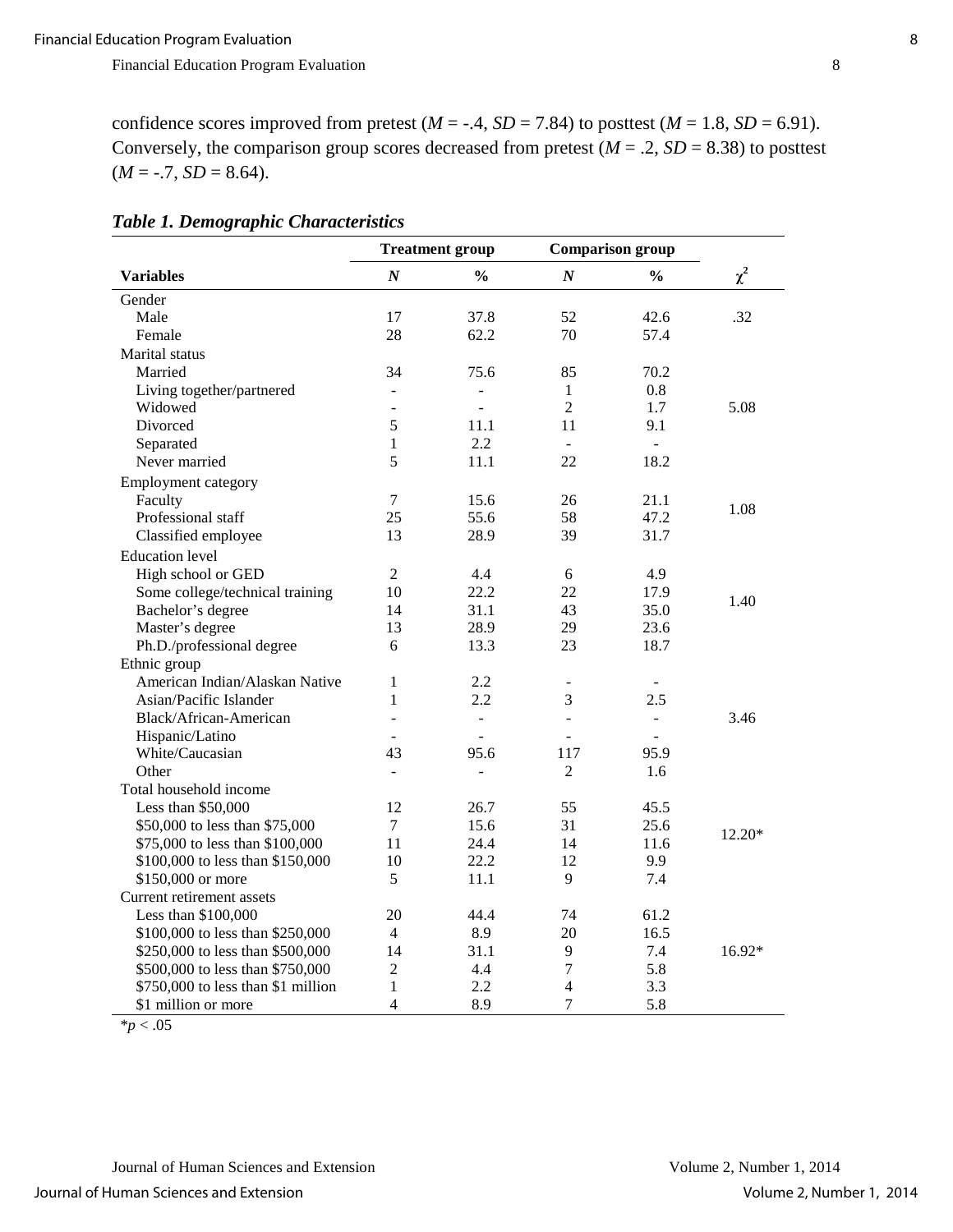confidence scores improved from pretest ($M$ = -.4, $SD$ = 7.84) to posttest ($M$ = 1.8, $SD$ = 6.91). Conversely, the comparison group scores decreased from pretest ($M$ = .2, $SD$ = 8.38) to posttest ($M$ = -.7, $SD$ = 8.64).

***Table 1. Demographic Characteristics***

| | Treatment group | | Comparison group | | |
|---|---|---|---|---|---|
| **Variables** | ***N*** | **%** | ***N*** | **%** | $\chi^2$ |
| Gender | | | | | |
| Male | 17 | 37.8 | 52 | 42.6 | .32 |
| Female | 28 | 62.2 | 70 | 57.4 | |
| Marital status | | | | | |
| Married | 34 | 75.6 | 85 | 70.2 | |
| Living together/partnered | - | - | 1 | 0.8 | |
| Widowed | - | - | 2 | 1.7 | 5.08 |
| Divorced | 5 | 11.1 | 11 | 9.1 | |
| Separated | 1 | 2.2 | - | - | |
| Never married | 5 | 11.1 | 22 | 18.2 | |
| Employment category | | | | | |
| Faculty | 7 | 15.6 | 26 | 21.1 | 1.08 |
| Professional staff | 25 | 55.6 | 58 | 47.2 | |
| Classified employee | 13 | 28.9 | 39 | 31.7 | |
| Education level | | | | | |
| High school or GED | 2 | 4.4 | 6 | 4.9 | |
| Some college/technical training | 10 | 22.2 | 22 | 17.9 | 1.40 |
| Bachelor's degree | 14 | 31.1 | 43 | 35.0 | |
| Master's degree | 13 | 28.9 | 29 | 23.6 | |
| Ph.D./professional degree | 6 | 13.3 | 23 | 18.7 | |
| Ethnic group | | | | | |
| American Indian/Alaskan Native | 1 | 2.2 | - | - | |
| Asian/Pacific Islander | 1 | 2.2 | 3 | 2.5 | |
| Black/African-American | - | - | - | - | 3.46 |
| Hispanic/Latino | - | - | - | - | |
| White/Caucasian | 43 | 95.6 | 117 | 95.9 | |
| Other | - | - | 2 | 1.6 | |
| Total household income | | | | | |
| Less than $50,000 | 12 | 26.7 | 55 | 45.5 | |
| $50,000 to less than $75,000 | 7 | 15.6 | 31 | 25.6 | 12.20* |
| $75,000 to less than $100,000 | 11 | 24.4 | 14 | 11.6 | |
| $100,000 to less than $150,000 | 10 | 22.2 | 12 | 9.9 | |
| $150,000 or more | 5 | 11.1 | 9 | 7.4 | |
| Current retirement assets | | | | | |
| Less than $100,000 | 20 | 44.4 | 74 | 61.2 | |
| $100,000 to less than $250,000 | 4 | 8.9 | 20 | 16.5 | |
| $250,000 to less than $500,000 | 14 | 31.1 | 9 | 7.4 | 16.92* |
| $500,000 to less than $750,000 | 2 | 4.4 | 7 | 5.8 | |
| $750,000 to less than $1 million | 1 | 2.2 | 4 | 3.3 | |
| $1 million or more | 4 | 8.9 | 7 | 5.8 | |

*$p < .05$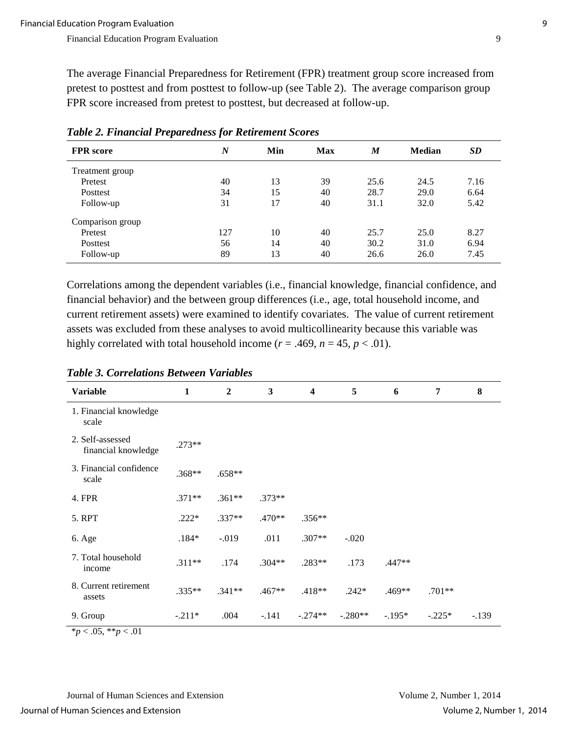The average Financial Preparedness for Retirement (FPR) treatment group score increased from pretest to posttest and from posttest to follow-up (see Table 2). The average comparison group FPR score increased from pretest to posttest, but decreased at follow-up.

***Table 2. Financial Preparedness for Retirement Scores***

| FPR score | *N* | Min | Max | *M* | Median | *SD* |
|---|---|---|---|---|---|---|
| Treatment group | | | | | | |
| Pretest | 40 | 13 | 39 | 25.6 | 24.5 | 7.16 |
| Posttest | 34 | 15 | 40 | 28.7 | 29.0 | 6.64 |
| Follow-up | 31 | 17 | 40 | 31.1 | 32.0 | 5.42 |
| Comparison group | | | | | | |
| Pretest | 127 | 10 | 40 | 25.7 | 25.0 | 8.27 |
| Posttest | 56 | 14 | 40 | 30.2 | 31.0 | 6.94 |
| Follow-up | 89 | 13 | 40 | 26.6 | 26.0 | 7.45 |

Correlations among the dependent variables (i.e., financial knowledge, financial confidence, and financial behavior) and the between group differences (i.e., age, total household income, and current retirement assets) were examined to identify covariates. The value of current retirement assets was excluded from these analyses to avoid multicollinearity because this variable was highly correlated with total household income ($r = .469$, $n = 45$, $p < .01$).

***Table 3. Correlations Between Variables***

| Variable | 1 | 2 | 3 | 4 | 5 | 6 | 7 | 8 |
|---|---|---|---|---|---|---|---|---|
| 1. Financial knowledge scale | | | | | | | | |
| 2. Self-assessed financial knowledge | .273** | | | | | | | |
| 3. Financial confidence scale | .368** | .658** | | | | | | |
| 4. FPR | .371** | .361** | .373** | | | | | |
| 5. RPT | .222* | .337** | .470** | .356** | | | | |
| 6. Age | .184* | -.019 | .011 | .307** | -.020 | | | |
| 7. Total household income | .311** | .174 | .304** | .283** | .173 | .447** | | |
| 8. Current retirement assets | .335** | .341** | .467** | .418** | .242* | .469** | .701** | |
| 9. Group | -.211* | .004 | -.141 | -.274** | -.280** | -.195* | -.225* | -.139 |

*$p < .05$, **$p < .01$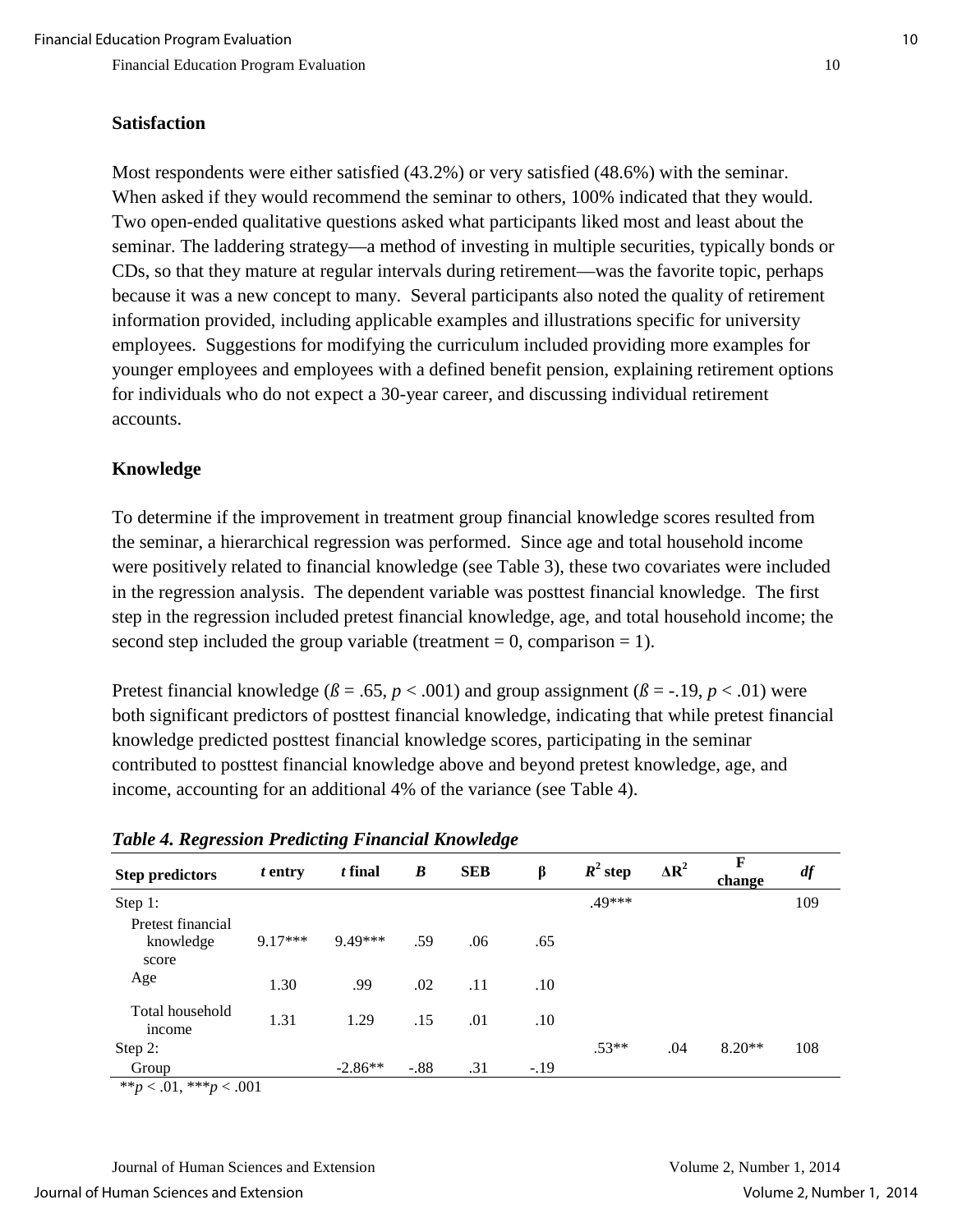### Satisfaction

Most respondents were either satisfied (43.2%) or very satisfied (48.6%) with the seminar. When asked if they would recommend the seminar to others, 100% indicated that they would. Two open-ended qualitative questions asked what participants liked most and least about the seminar. The laddering strategy—a method of investing in multiple securities, typically bonds or CDs, so that they mature at regular intervals during retirement—was the favorite topic, perhaps because it was a new concept to many. Several participants also noted the quality of retirement information provided, including applicable examples and illustrations specific for university employees. Suggestions for modifying the curriculum included providing more examples for younger employees and employees with a defined benefit pension, explaining retirement options for individuals who do not expect a 30-year career, and discussing individual retirement accounts.

### Knowledge

To determine if the improvement in treatment group financial knowledge scores resulted from the seminar, a hierarchical regression was performed. Since age and total household income were positively related to financial knowledge (see Table 3), these two covariates were included in the regression analysis. The dependent variable was posttest financial knowledge. The first step in the regression included pretest financial knowledge, age, and total household income; the second step included the group variable (treatment = 0, comparison = 1).

Pretest financial knowledge (*ß* = .65, $p < .001$) and group assignment (*ß* = -.19, $p < .01$) were both significant predictors of posttest financial knowledge, indicating that while pretest financial knowledge predicted posttest financial knowledge scores, participating in the seminar contributed to posttest financial knowledge above and beyond pretest knowledge, age, and income, accounting for an additional 4% of the variance (see Table 4).

***Table 4. Regression Predicting Financial Knowledge***

| Step predictors | *t* entry | *t* final | *B* | SEB | β | $R^2$ step | $\Delta R^2$ | F change | *df* |
|---|---|---|---|---|---|---|---|---|---|
| Step 1: | | | | | | .49*** | | | 109 |
| Pretest financial knowledge score | 9.17*** | 9.49*** | .59 | .06 | .65 | | | | |
| Age | 1.30 | .99 | .02 | .11 | .10 | | | | |
| Total household income | 1.31 | 1.29 | .15 | .01 | .10 | | | | |
| Step 2: | | | | | | .53** | .04 | 8.20** | 108 |
| Group | | -2.86** | -.88 | .31 | -.19 | | | | |

$^{**}p < .01$, $^{***}p < .001$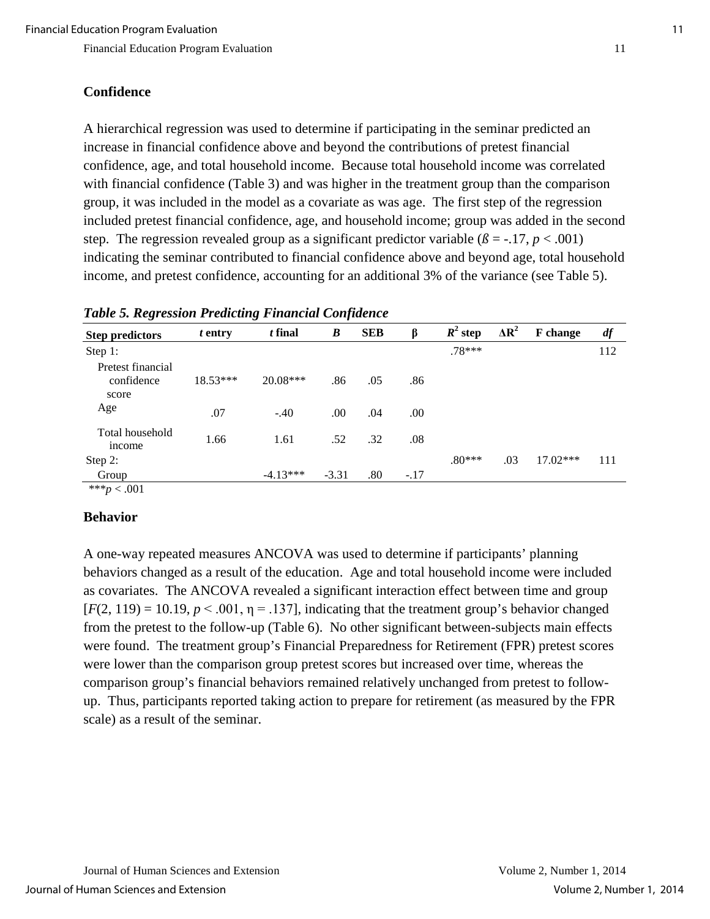### Confidence

A hierarchical regression was used to determine if participating in the seminar predicted an increase in financial confidence above and beyond the contributions of pretest financial confidence, age, and total household income. Because total household income was correlated with financial confidence (Table 3) and was higher in the treatment group than the comparison group, it was included in the model as a covariate as was age. The first step of the regression included pretest financial confidence, age, and household income; group was added in the second step. The regression revealed group as a significant predictor variable ($ß = -.17$, $p < .001$) indicating the seminar contributed to financial confidence above and beyond age, total household income, and pretest confidence, accounting for an additional 3% of the variance (see Table 5).

***Table 5. Regression Predicting Financial Confidence***

| Step predictors | *t* entry | *t* final | *B* | SEB | β | $R^2$ step | $\Delta R^2$ | F change | *df* |
|---|---|---|---|---|---|---|---|---|---|
| Step 1: | | | | | | .78*** | | | 112 |
| Pretest financial confidence score | 18.53*** | 20.08*** | .86 | .05 | .86 | | | | |
| Age | .07 | -.40 | .00 | .04 | .00 | | | | |
| Total household income | 1.66 | 1.61 | .52 | .32 | .08 | | | | |
| Step 2: | | | | | | .80*** | .03 | 17.02*** | 111 |
| Group | | -4.13*** | -3.31 | .80 | -.17 | | | | |

***$p < .001$

### Behavior

A one-way repeated measures ANCOVA was used to determine if participants' planning behaviors changed as a result of the education. Age and total household income were included as covariates. The ANCOVA revealed a significant interaction effect between time and group [$F(2, 119) = 10.19$, $p < .001$, $\eta = .137$], indicating that the treatment group's behavior changed from the pretest to the follow-up (Table 6). No other significant between-subjects main effects were found. The treatment group's Financial Preparedness for Retirement (FPR) pretest scores were lower than the comparison group pretest scores but increased over time, whereas the comparison group's financial behaviors remained relatively unchanged from pretest to follow-up. Thus, participants reported taking action to prepare for retirement (as measured by the FPR scale) as a result of the seminar.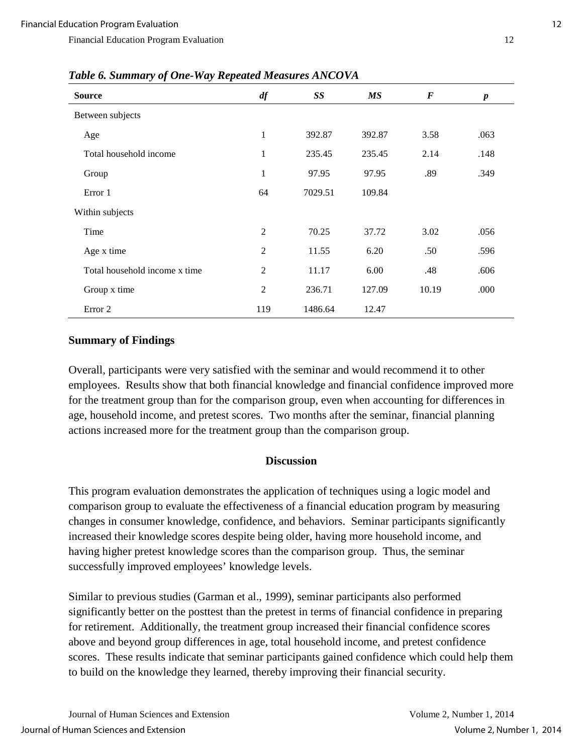***Table 6. Summary of One-Way Repeated Measures ANCOVA***

| Source | *df* | *SS* | *MS* | *F* | *p* |
|---|---|---|---|---|---|
| Between subjects | | | | | |
| Age | 1 | 392.87 | 392.87 | 3.58 | .063 |
| Total household income | 1 | 235.45 | 235.45 | 2.14 | .148 |
| Group | 1 | 97.95 | 97.95 | .89 | .349 |
| Error 1 | 64 | 7029.51 | 109.84 | | |
| Within subjects | | | | | |
| Time | 2 | 70.25 | 37.72 | 3.02 | .056 |
| Age x time | 2 | 11.55 | 6.20 | .50 | .596 |
| Total household income x time | 2 | 11.17 | 6.00 | .48 | .606 |
| Group x time | 2 | 236.71 | 127.09 | 10.19 | .000 |
| Error 2 | 119 | 1486.64 | 12.47 | | |

### Summary of Findings

Overall, participants were very satisfied with the seminar and would recommend it to other employees. Results show that both financial knowledge and financial confidence improved more for the treatment group than for the comparison group, even when accounting for differences in age, household income, and pretest scores. Two months after the seminar, financial planning actions increased more for the treatment group than the comparison group.

## Discussion

This program evaluation demonstrates the application of techniques using a logic model and comparison group to evaluate the effectiveness of a financial education program by measuring changes in consumer knowledge, confidence, and behaviors. Seminar participants significantly increased their knowledge scores despite being older, having more household income, and having higher pretest knowledge scores than the comparison group. Thus, the seminar successfully improved employees' knowledge levels.

Similar to previous studies (Garman et al., 1999), seminar participants also performed significantly better on the posttest than the pretest in terms of financial confidence in preparing for retirement. Additionally, the treatment group increased their financial confidence scores above and beyond group differences in age, total household income, and pretest confidence scores. These results indicate that seminar participants gained confidence which could help them to build on the knowledge they learned, thereby improving their financial security.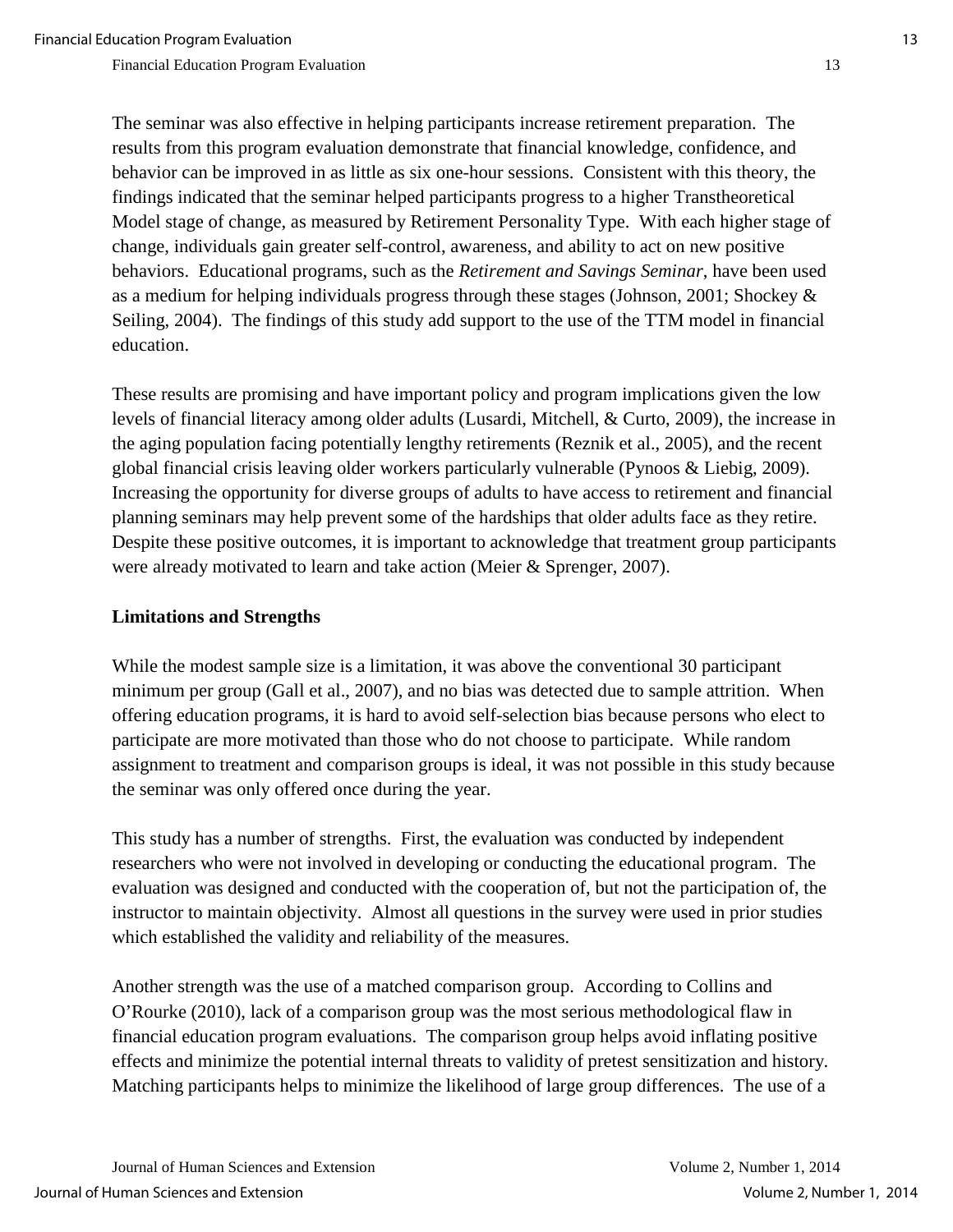The seminar was also effective in helping participants increase retirement preparation. The results from this program evaluation demonstrate that financial knowledge, confidence, and behavior can be improved in as little as six one-hour sessions. Consistent with this theory, the findings indicated that the seminar helped participants progress to a higher Transtheoretical Model stage of change, as measured by Retirement Personality Type. With each higher stage of change, individuals gain greater self-control, awareness, and ability to act on new positive behaviors. Educational programs, such as the *Retirement and Savings Seminar*, have been used as a medium for helping individuals progress through these stages (Johnson, 2001; Shockey & Seiling, 2004). The findings of this study add support to the use of the TTM model in financial education.

These results are promising and have important policy and program implications given the low levels of financial literacy among older adults (Lusardi, Mitchell, & Curto, 2009), the increase in the aging population facing potentially lengthy retirements (Reznik et al., 2005), and the recent global financial crisis leaving older workers particularly vulnerable (Pynoos & Liebig, 2009). Increasing the opportunity for diverse groups of adults to have access to retirement and financial planning seminars may help prevent some of the hardships that older adults face as they retire. Despite these positive outcomes, it is important to acknowledge that treatment group participants were already motivated to learn and take action (Meier & Sprenger, 2007).

**Limitations and Strengths**

While the modest sample size is a limitation, it was above the conventional 30 participant minimum per group (Gall et al., 2007), and no bias was detected due to sample attrition. When offering education programs, it is hard to avoid self-selection bias because persons who elect to participate are more motivated than those who do not choose to participate. While random assignment to treatment and comparison groups is ideal, it was not possible in this study because the seminar was only offered once during the year.

This study has a number of strengths. First, the evaluation was conducted by independent researchers who were not involved in developing or conducting the educational program. The evaluation was designed and conducted with the cooperation of, but not the participation of, the instructor to maintain objectivity. Almost all questions in the survey were used in prior studies which established the validity and reliability of the measures.

Another strength was the use of a matched comparison group. According to Collins and O'Rourke (2010), lack of a comparison group was the most serious methodological flaw in financial education program evaluations. The comparison group helps avoid inflating positive effects and minimize the potential internal threats to validity of pretest sensitization and history. Matching participants helps to minimize the likelihood of large group differences. The use of a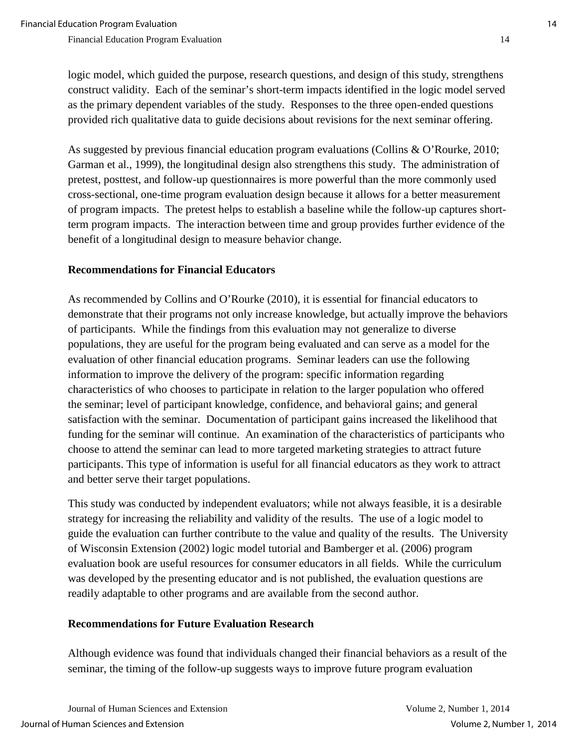logic model, which guided the purpose, research questions, and design of this study, strengthens construct validity. Each of the seminar's short-term impacts identified in the logic model served as the primary dependent variables of the study. Responses to the three open-ended questions provided rich qualitative data to guide decisions about revisions for the next seminar offering.

As suggested by previous financial education program evaluations (Collins & O'Rourke, 2010; Garman et al., 1999), the longitudinal design also strengthens this study. The administration of pretest, posttest, and follow-up questionnaires is more powerful than the more commonly used cross-sectional, one-time program evaluation design because it allows for a better measurement of program impacts. The pretest helps to establish a baseline while the follow-up captures short-term program impacts. The interaction between time and group provides further evidence of the benefit of a longitudinal design to measure behavior change.

**Recommendations for Financial Educators**

As recommended by Collins and O'Rourke (2010), it is essential for financial educators to demonstrate that their programs not only increase knowledge, but actually improve the behaviors of participants. While the findings from this evaluation may not generalize to diverse populations, they are useful for the program being evaluated and can serve as a model for the evaluation of other financial education programs. Seminar leaders can use the following information to improve the delivery of the program: specific information regarding characteristics of who chooses to participate in relation to the larger population who offered the seminar; level of participant knowledge, confidence, and behavioral gains; and general satisfaction with the seminar. Documentation of participant gains increased the likelihood that funding for the seminar will continue. An examination of the characteristics of participants who choose to attend the seminar can lead to more targeted marketing strategies to attract future participants. This type of information is useful for all financial educators as they work to attract and better serve their target populations.

This study was conducted by independent evaluators; while not always feasible, it is a desirable strategy for increasing the reliability and validity of the results. The use of a logic model to guide the evaluation can further contribute to the value and quality of the results. The University of Wisconsin Extension (2002) logic model tutorial and Bamberger et al. (2006) program evaluation book are useful resources for consumer educators in all fields. While the curriculum was developed by the presenting educator and is not published, the evaluation questions are readily adaptable to other programs and are available from the second author.

**Recommendations for Future Evaluation Research**

Although evidence was found that individuals changed their financial behaviors as a result of the seminar, the timing of the follow-up suggests ways to improve future program evaluation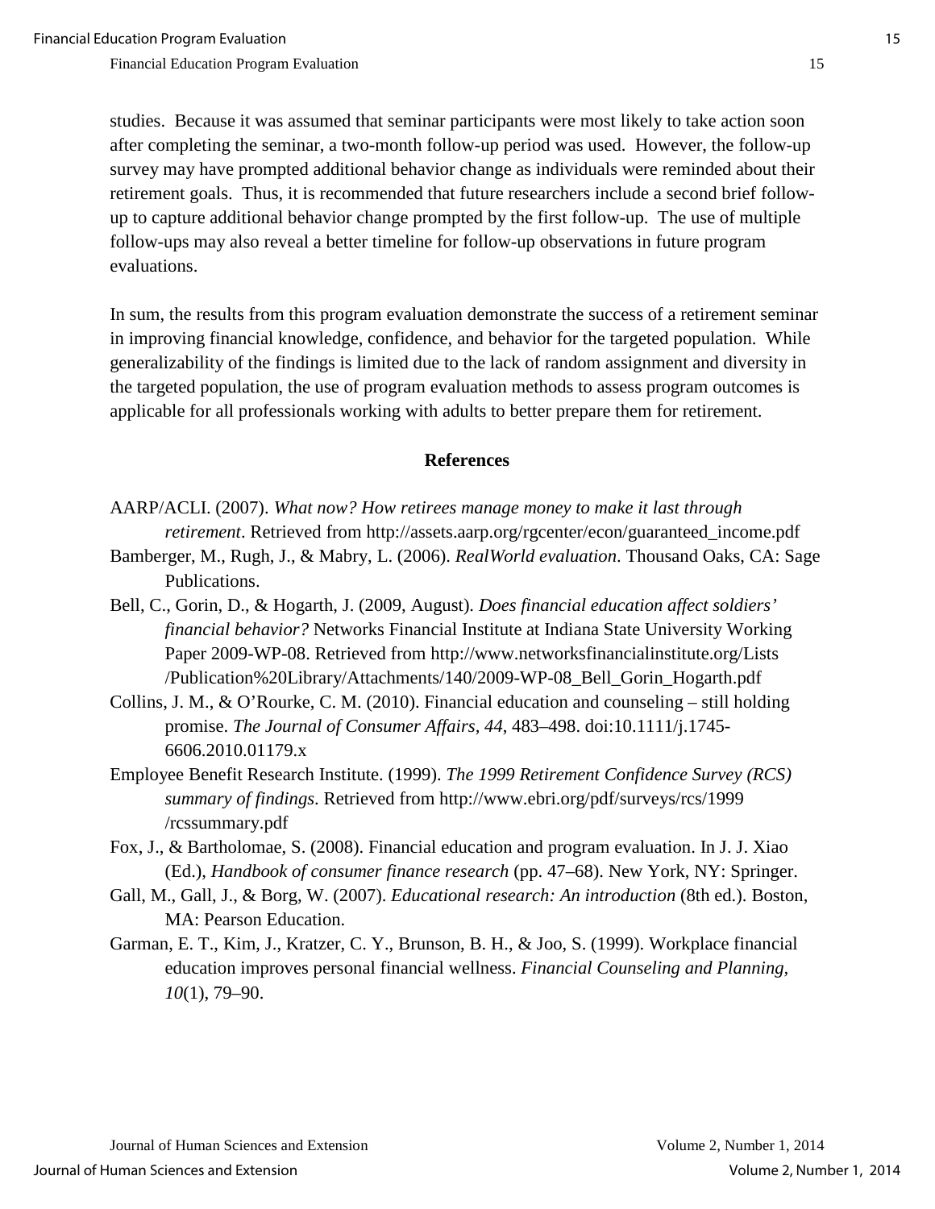studies. Because it was assumed that seminar participants were most likely to take action soon after completing the seminar, a two-month follow-up period was used. However, the follow-up survey may have prompted additional behavior change as individuals were reminded about their retirement goals. Thus, it is recommended that future researchers include a second brief follow-up to capture additional behavior change prompted by the first follow-up. The use of multiple follow-ups may also reveal a better timeline for follow-up observations in future program evaluations.

In sum, the results from this program evaluation demonstrate the success of a retirement seminar in improving financial knowledge, confidence, and behavior for the targeted population. While generalizability of the findings is limited due to the lack of random assignment and diversity in the targeted population, the use of program evaluation methods to assess program outcomes is applicable for all professionals working with adults to better prepare them for retirement.

## References

AARP/ACLI. (2007). *What now? How retirees manage money to make it last through retirement*. Retrieved from http://assets.aarp.org/rgcenter/econ/guaranteed_income.pdf

Bamberger, M., Rugh, J., & Mabry, L. (2006). *RealWorld evaluation*. Thousand Oaks, CA: Sage Publications.

Bell, C., Gorin, D., & Hogarth, J. (2009, August). *Does financial education affect soldiers' financial behavior?* Networks Financial Institute at Indiana State University Working Paper 2009-WP-08. Retrieved from http://www.networksfinancialinstitute.org/Lists/Publication%20Library/Attachments/140/2009-WP-08_Bell_Gorin_Hogarth.pdf

Collins, J. M., & O'Rourke, C. M. (2010). Financial education and counseling – still holding promise. *The Journal of Consumer Affairs, 44*, 483–498. doi:10.1111/j.1745-6606.2010.01179.x

Employee Benefit Research Institute. (1999). *The 1999 Retirement Confidence Survey (RCS) summary of findings*. Retrieved from http://www.ebri.org/pdf/surveys/rcs/1999/rcssummary.pdf

Fox, J., & Bartholomae, S. (2008). Financial education and program evaluation. In J. J. Xiao (Ed.), *Handbook of consumer finance research* (pp. 47–68). New York, NY: Springer.

Gall, M., Gall, J., & Borg, W. (2007). *Educational research: An introduction* (8th ed.). Boston, MA: Pearson Education.

Garman, E. T., Kim, J., Kratzer, C. Y., Brunson, B. H., & Joo, S. (1999). Workplace financial education improves personal financial wellness. *Financial Counseling and Planning, 10*(1), 79–90.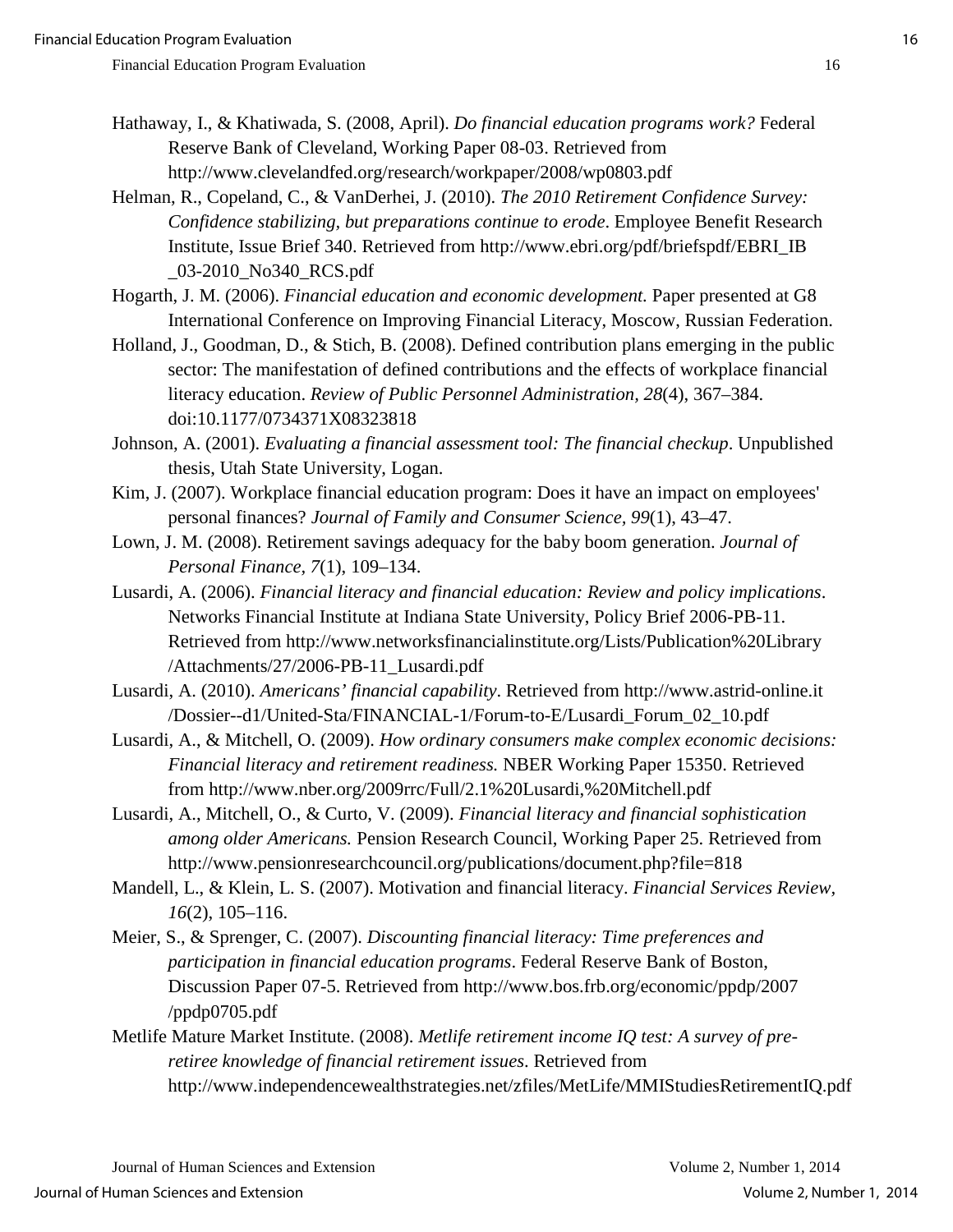Hathaway, I., & Khatiwada, S. (2008, April). *Do financial education programs work?* Federal Reserve Bank of Cleveland, Working Paper 08-03. Retrieved from http://www.clevelandfed.org/research/workpaper/2008/wp0803.pdf

Helman, R., Copeland, C., & VanDerhei, J. (2010). *The 2010 Retirement Confidence Survey: Confidence stabilizing, but preparations continue to erode*. Employee Benefit Research Institute, Issue Brief 340. Retrieved from http://www.ebri.org/pdf/briefspdf/EBRI_IB_03-2010_No340_RCS.pdf

Hogarth, J. M. (2006). *Financial education and economic development.* Paper presented at G8 International Conference on Improving Financial Literacy, Moscow, Russian Federation.

Holland, J., Goodman, D., & Stich, B. (2008). Defined contribution plans emerging in the public sector: The manifestation of defined contributions and the effects of workplace financial literacy education. *Review of Public Personnel Administration, 28*(4), 367–384. doi:10.1177/0734371X08323818

Johnson, A. (2001). *Evaluating a financial assessment tool: The financial checkup*. Unpublished thesis, Utah State University, Logan.

Kim, J. (2007). Workplace financial education program: Does it have an impact on employees' personal finances? *Journal of Family and Consumer Science, 99*(1), 43–47.

Lown, J. M. (2008). Retirement savings adequacy for the baby boom generation. *Journal of Personal Finance, 7*(1), 109–134.

Lusardi, A. (2006). *Financial literacy and financial education: Review and policy implications*. Networks Financial Institute at Indiana State University, Policy Brief 2006-PB-11. Retrieved from http://www.networksfinancialinstitute.org/Lists/Publication%20Library/Attachments/27/2006-PB-11_Lusardi.pdf

Lusardi, A. (2010). *Americans' financial capability*. Retrieved from http://www.astrid-online.it/Dossier--d1/United-Sta/FINANCIAL-1/Forum-to-E/Lusardi_Forum_02_10.pdf

Lusardi, A., & Mitchell, O. (2009). *How ordinary consumers make complex economic decisions: Financial literacy and retirement readiness.* NBER Working Paper 15350. Retrieved from http://www.nber.org/2009rrc/Full/2.1%20Lusardi,%20Mitchell.pdf

Lusardi, A., Mitchell, O., & Curto, V. (2009). *Financial literacy and financial sophistication among older Americans.* Pension Research Council, Working Paper 25. Retrieved from http://www.pensionresearchcouncil.org/publications/document.php?file=818

Mandell, L., & Klein, L. S. (2007). Motivation and financial literacy. *Financial Services Review, 16*(2), 105–116.

Meier, S., & Sprenger, C. (2007). *Discounting financial literacy: Time preferences and participation in financial education programs*. Federal Reserve Bank of Boston, Discussion Paper 07-5. Retrieved from http://www.bos.frb.org/economic/ppdp/2007/ppdp0705.pdf

Metlife Mature Market Institute. (2008). *Metlife retirement income IQ test: A survey of pre-retiree knowledge of financial retirement issues*. Retrieved from http://www.independencewealthstrategies.net/zfiles/MetLife/MMIStudiesRetirementIQ.pdf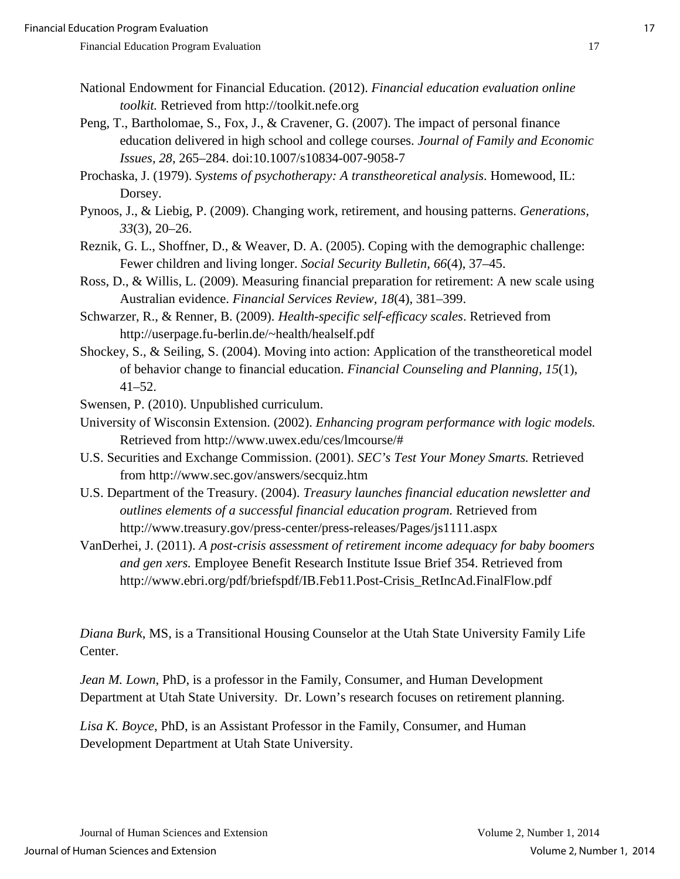National Endowment for Financial Education. (2012). *Financial education evaluation online toolkit.* Retrieved from http://toolkit.nefe.org

Peng, T., Bartholomae, S., Fox, J., & Cravener, G. (2007). The impact of personal finance education delivered in high school and college courses. *Journal of Family and Economic Issues, 28*, 265–284. doi:10.1007/s10834-007-9058-7

Prochaska, J. (1979). *Systems of psychotherapy: A transtheoretical analysis*. Homewood, IL: Dorsey.

Pynoos, J., & Liebig, P. (2009). Changing work, retirement, and housing patterns. *Generations, 33*(3), 20–26.

Reznik, G. L., Shoffner, D., & Weaver, D. A. (2005). Coping with the demographic challenge: Fewer children and living longer. *Social Security Bulletin, 66*(4), 37–45.

Ross, D., & Willis, L. (2009). Measuring financial preparation for retirement: A new scale using Australian evidence. *Financial Services Review, 18*(4), 381–399.

Schwarzer, R., & Renner, B. (2009). *Health-specific self-efficacy scales*. Retrieved from http://userpage.fu-berlin.de/~health/healself.pdf

Shockey, S., & Seiling, S. (2004). Moving into action: Application of the transtheoretical model of behavior change to financial education. *Financial Counseling and Planning, 15*(1), 41–52.

Swensen, P. (2010). Unpublished curriculum.

University of Wisconsin Extension. (2002). *Enhancing program performance with logic models.* Retrieved from http://www.uwex.edu/ces/lmcourse/#

U.S. Securities and Exchange Commission. (2001). *SEC's Test Your Money Smarts.* Retrieved from http://www.sec.gov/answers/secquiz.htm

U.S. Department of the Treasury. (2004). *Treasury launches financial education newsletter and outlines elements of a successful financial education program.* Retrieved from http://www.treasury.gov/press-center/press-releases/Pages/js1111.aspx

VanDerhei, J. (2011). *A post-crisis assessment of retirement income adequacy for baby boomers and gen xers.* Employee Benefit Research Institute Issue Brief 354. Retrieved from http://www.ebri.org/pdf/briefspdf/IB.Feb11.Post-Crisis_RetIncAd.FinalFlow.pdf

*Diana Burk*, MS, is a Transitional Housing Counselor at the Utah State University Family Life Center.

*Jean M. Lown*, PhD, is a professor in the Family, Consumer, and Human Development Department at Utah State University. Dr. Lown's research focuses on retirement planning.

*Lisa K. Boyce*, PhD, is an Assistant Professor in the Family, Consumer, and Human Development Department at Utah State University.